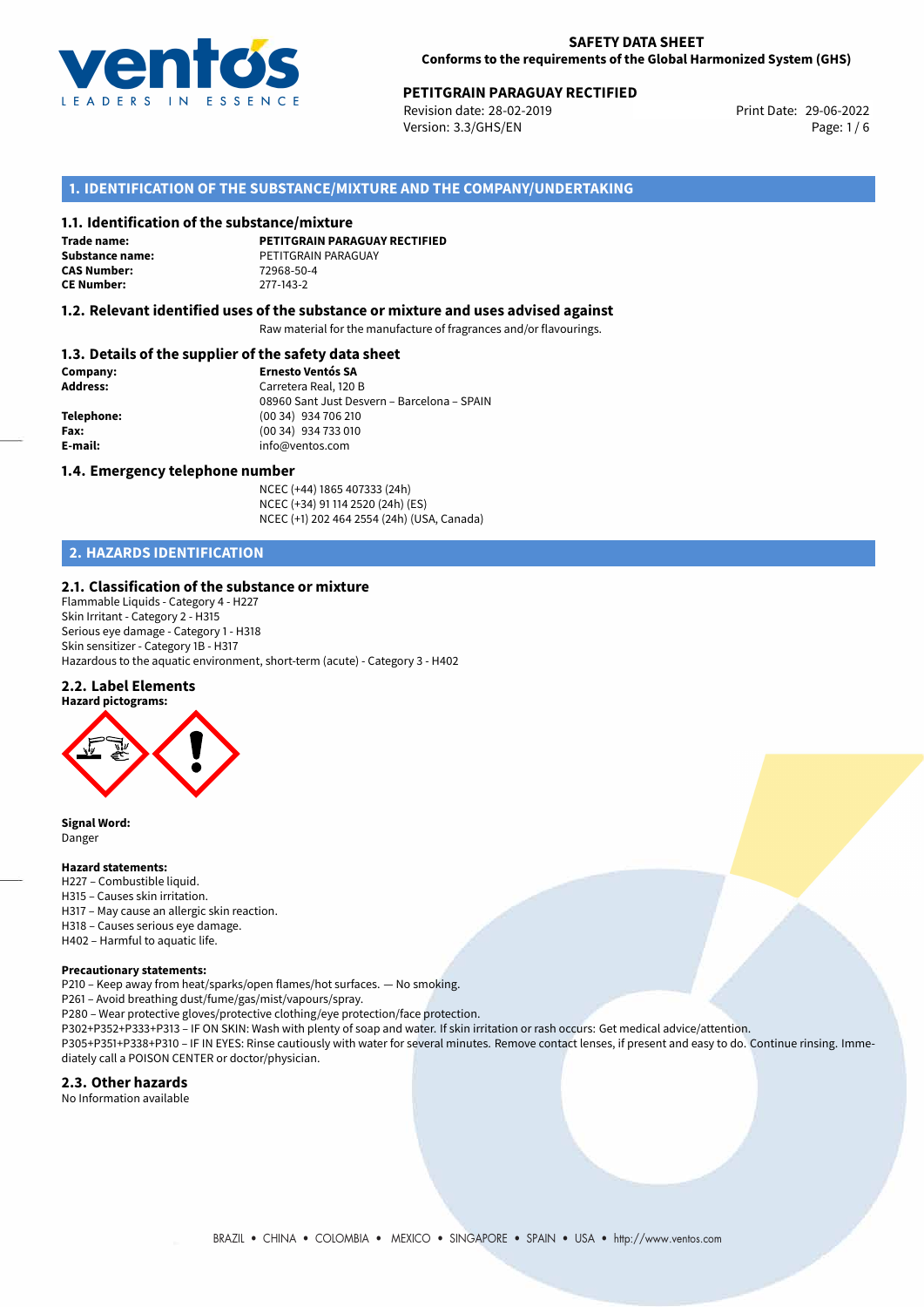**SAFETY DATA SHEET**
**Conforms to the requirements of the Global Harmonized System (GHS)**

**PETITGRAIN PARAGUAY RECTIFIED**
Revision date: 28-02-2019
Version: 3.3/GHS/EN
Print Date: 29-06-2022

## 1. IDENTIFICATION OF THE SUBSTANCE/MIXTURE AND THE COMPANY/UNDERTAKING

### 1.1. Identification of the substance/mixture

**Trade name:** **PETITGRAIN PARAGUAY RECTIFIED**
**Substance name:** PETITGRAIN PARAGUAY
**CAS Number:** 72968-50-4
**CE Number:** 277-143-2

### 1.2. Relevant identified uses of the substance or mixture and uses advised against

Raw material for the manufacture of fragrances and/or flavourings.

### 1.3. Details of the supplier of the safety data sheet

**Company:** **Ernesto Ventós SA**
**Address:** Carretera Real, 120 B
08960 Sant Just Desvern – Barcelona – SPAIN
**Telephone:** (00 34) 934 706 210
**Fax:** (00 34) 934 733 010
**E-mail:** info@ventos.com

### 1.4. Emergency telephone number

NCEC (+44) 1865 407333 (24h)
NCEC (+34) 91 114 2520 (24h) (ES)
NCEC (+1) 202 464 2554 (24h) (USA, Canada)

## 2. HAZARDS IDENTIFICATION

### 2.1. Classification of the substance or mixture

Flammable Liquids - Category 4 - H227
Skin Irritant - Category 2 - H315
Serious eye damage - Category 1 - H318
Skin sensitizer - Category 1B - H317
Hazardous to the aquatic environment, short-term (acute) - Category 3 - H402

### 2.2. Label Elements

**Hazard pictograms:**

**Signal Word:**
Danger

**Hazard statements:**
H227 – Combustible liquid.
H315 – Causes skin irritation.
H317 – May cause an allergic skin reaction.
H318 – Causes serious eye damage.
H402 – Harmful to aquatic life.

**Precautionary statements:**
P210 – Keep away from heat/sparks/open flames/hot surfaces. — No smoking.
P261 – Avoid breathing dust/fume/gas/mist/vapours/spray.
P280 – Wear protective gloves/protective clothing/eye protection/face protection.
P302+P352+P333+P313 – IF ON SKIN: Wash with plenty of soap and water. If skin irritation or rash occurs: Get medical advice/attention.
P305+P351+P338+P310 – IF IN EYES: Rinse cautiously with water for several minutes. Remove contact lenses, if present and easy to do. Continue rinsing. Immediately call a POISON CENTER or doctor/physician.

### 2.3. Other hazards

No Information available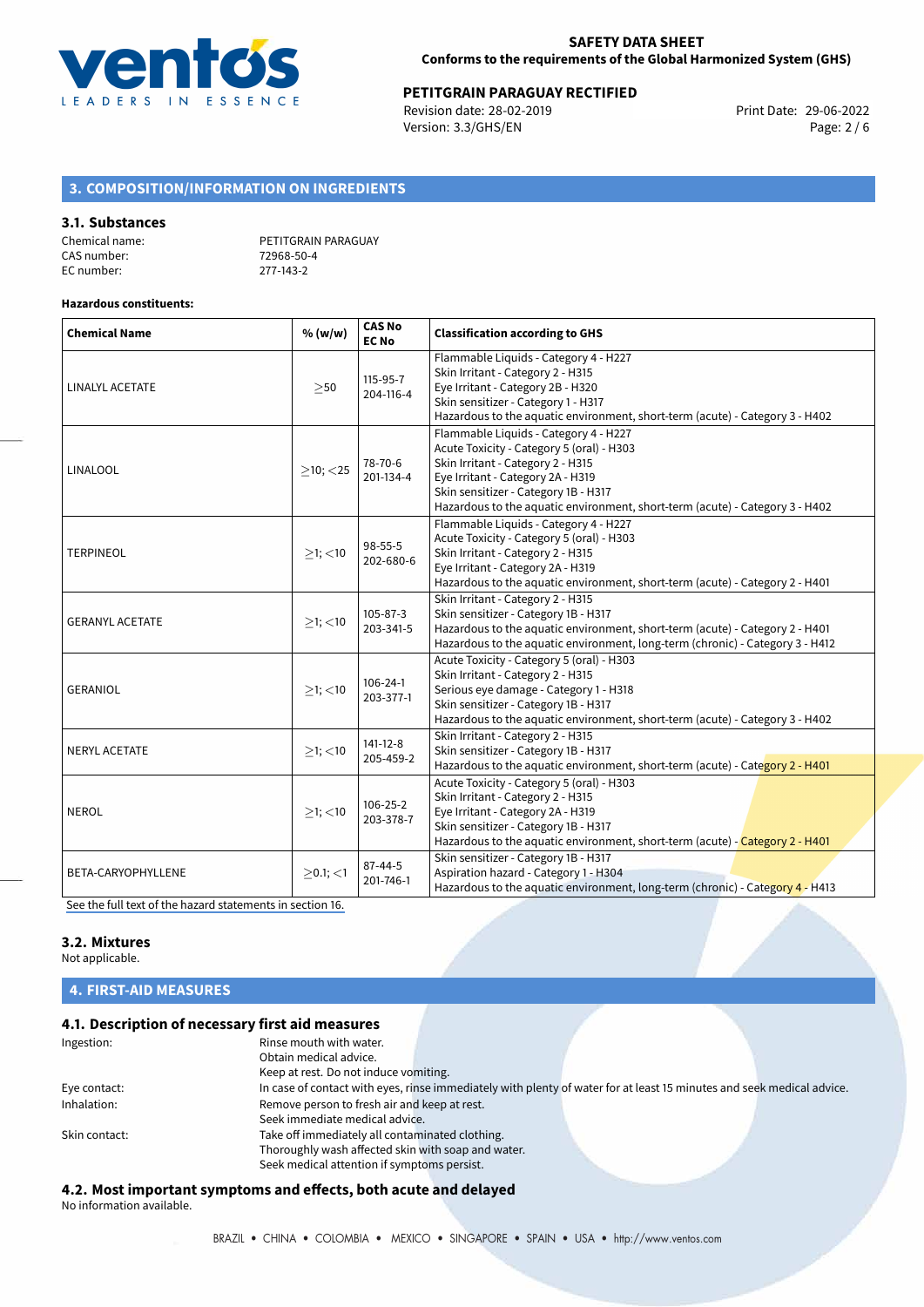## 3. COMPOSITION/INFORMATION ON INGREDIENTS

### 3.1. Substances

Chemical name: PETITGRAIN PARAGUAY
CAS number: 72968-50-4
EC number: 277-143-2

**Hazardous constituents:**

| Chemical Name | % (w/w) | CAS No<br>EC No | Classification according to GHS |
|---|---|---|---|
| LINALYL ACETATE | ≥50 | 115-95-7<br>204-116-4 | Flammable Liquids - Category 4 - H227<br>Skin Irritant - Category 2 - H315<br>Eye Irritant - Category 2B - H320<br>Skin sensitizer - Category 1 - H317<br>Hazardous to the aquatic environment, short-term (acute) - Category 3 - H402 |
| LINALOOL | ≥10; <25 | 78-70-6<br>201-134-4 | Flammable Liquids - Category 4 - H227<br>Acute Toxicity - Category 5 (oral) - H303<br>Skin Irritant - Category 2 - H315<br>Eye Irritant - Category 2A - H319<br>Skin sensitizer - Category 1B - H317<br>Hazardous to the aquatic environment, short-term (acute) - Category 3 - H402 |
| TERPINEOL | ≥1; <10 | 98-55-5<br>202-680-6 | Flammable Liquids - Category 4 - H227<br>Acute Toxicity - Category 5 (oral) - H303<br>Skin Irritant - Category 2 - H315<br>Eye Irritant - Category 2A - H319<br>Hazardous to the aquatic environment, short-term (acute) - Category 2 - H401 |
| GERANYL ACETATE | ≥1; <10 | 105-87-3<br>203-341-5 | Skin Irritant - Category 2 - H315<br>Skin sensitizer - Category 1B - H317<br>Hazardous to the aquatic environment, short-term (acute) - Category 2 - H401<br>Hazardous to the aquatic environment, long-term (chronic) - Category 3 - H412 |
| GERANIOL | ≥1; <10 | 106-24-1<br>203-377-1 | Acute Toxicity - Category 5 (oral) - H303<br>Skin Irritant - Category 2 - H315<br>Serious eye damage - Category 1 - H318<br>Skin sensitizer - Category 1B - H317<br>Hazardous to the aquatic environment, short-term (acute) - Category 3 - H402 |
| NERYL ACETATE | ≥1; <10 | 141-12-8<br>205-459-2 | Skin Irritant - Category 2 - H315<br>Skin sensitizer - Category 1B - H317<br>Hazardous to the aquatic environment, short-term (acute) - Category 2 - H401 |
| NEROL | ≥1; <10 | 106-25-2<br>203-378-7 | Acute Toxicity - Category 5 (oral) - H303<br>Skin Irritant - Category 2 - H315<br>Eye Irritant - Category 2A - H319<br>Skin sensitizer - Category 1B - H317<br>Hazardous to the aquatic environment, short-term (acute) - Category 2 - H401 |
| BETA-CARYOPHYLLENE | ≥0.1; <1 | 87-44-5<br>201-746-1 | Skin sensitizer - Category 1B - H317<br>Aspiration hazard - Category 1 - H304<br>Hazardous to the aquatic environment, long-term (chronic) - Category 4 - H413 |

See the full text of the hazard statements in section 16.

### 3.2. Mixtures

Not applicable.

## 4. FIRST-AID MEASURES

### 4.1. Description of necessary first aid measures

Ingestion: Rinse mouth with water.
Obtain medical advice.
Keep at rest. Do not induce vomiting.

Eye contact: In case of contact with eyes, rinse immediately with plenty of water for at least 15 minutes and seek medical advice.

Inhalation: Remove person to fresh air and keep at rest.
Seek immediate medical advice.

Skin contact: Take off immediately all contaminated clothing.
Thoroughly wash affected skin with soap and water.
Seek medical attention if symptoms persist.

### 4.2. Most important symptoms and effects, both acute and delayed

No information available.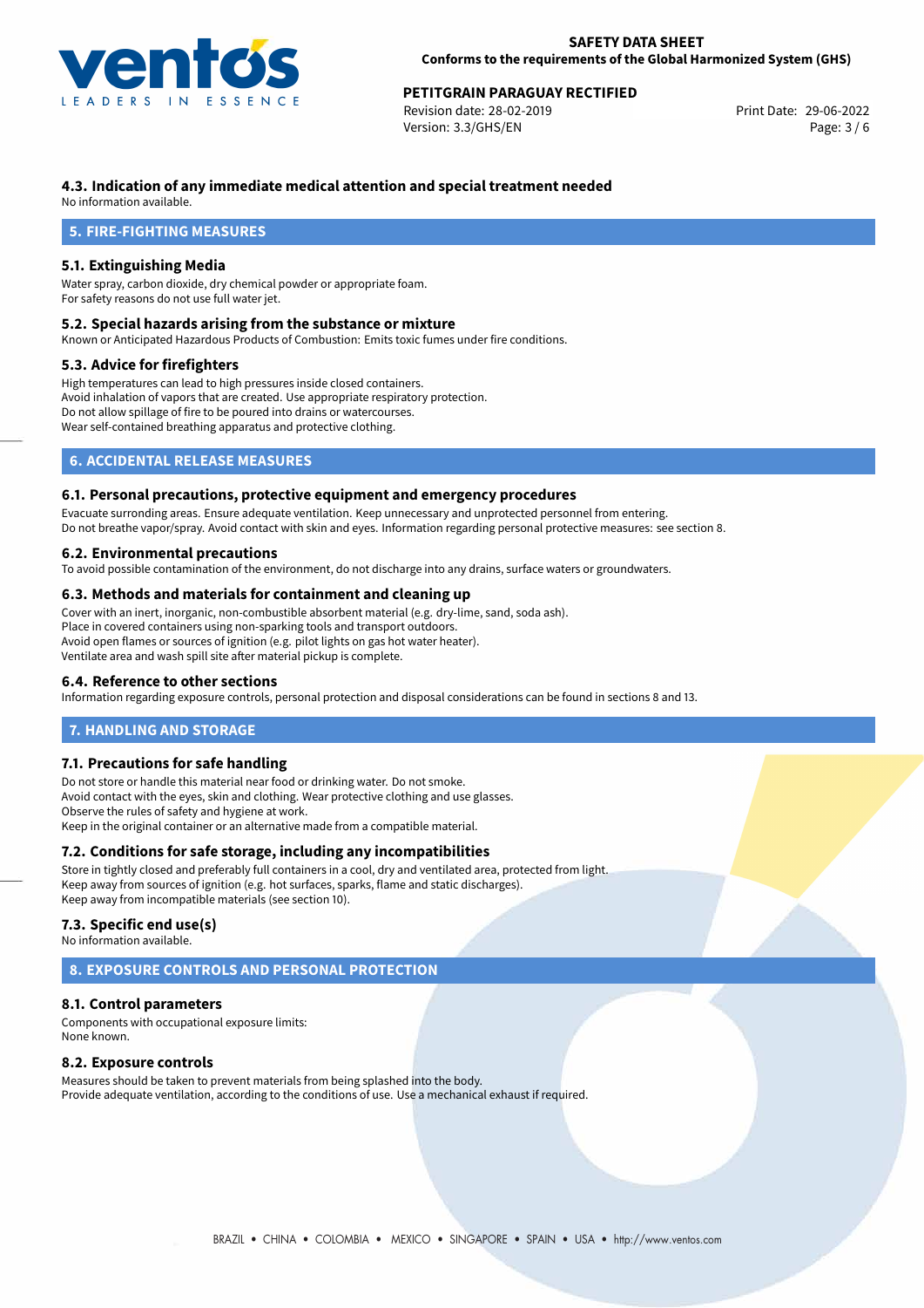### 4.3. Indication of any immediate medical attention and special treatment needed

No information available.

## 5. FIRE-FIGHTING MEASURES

### 5.1. Extinguishing Media

Water spray, carbon dioxide, dry chemical powder or appropriate foam.
For safety reasons do not use full water jet.

### 5.2. Special hazards arising from the substance or mixture

Known or Anticipated Hazardous Products of Combustion: Emits toxic fumes under fire conditions.

### 5.3. Advice for firefighters

High temperatures can lead to high pressures inside closed containers.
Avoid inhalation of vapors that are created. Use appropriate respiratory protection.
Do not allow spillage of fire to be poured into drains or watercourses.
Wear self-contained breathing apparatus and protective clothing.

## 6. ACCIDENTAL RELEASE MEASURES

### 6.1. Personal precautions, protective equipment and emergency procedures

Evacuate surronding areas. Ensure adequate ventilation. Keep unnecessary and unprotected personnel from entering.
Do not breathe vapor/spray. Avoid contact with skin and eyes. Information regarding personal protective measures: see section 8.

### 6.2. Environmental precautions

To avoid possible contamination of the environment, do not discharge into any drains, surface waters or groundwaters.

### 6.3. Methods and materials for containment and cleaning up

Cover with an inert, inorganic, non-combustible absorbent material (e.g. dry-lime, sand, soda ash).
Place in covered containers using non-sparking tools and transport outdoors.
Avoid open flames or sources of ignition (e.g. pilot lights on gas hot water heater).
Ventilate area and wash spill site after material pickup is complete.

### 6.4. Reference to other sections

Information regarding exposure controls, personal protection and disposal considerations can be found in sections 8 and 13.

## 7. HANDLING AND STORAGE

### 7.1. Precautions for safe handling

Do not store or handle this material near food or drinking water. Do not smoke.
Avoid contact with the eyes, skin and clothing. Wear protective clothing and use glasses.
Observe the rules of safety and hygiene at work.
Keep in the original container or an alternative made from a compatible material.

### 7.2. Conditions for safe storage, including any incompatibilities

Store in tightly closed and preferably full containers in a cool, dry and ventilated area, protected from light.
Keep away from sources of ignition (e.g. hot surfaces, sparks, flame and static discharges).
Keep away from incompatible materials (see section 10).

### 7.3. Specific end use(s)

No information available.

## 8. EXPOSURE CONTROLS AND PERSONAL PROTECTION

### 8.1. Control parameters

Components with occupational exposure limits:
None known.

### 8.2. Exposure controls

Measures should be taken to prevent materials from being splashed into the body.
Provide adequate ventilation, according to the conditions of use. Use a mechanical exhaust if required.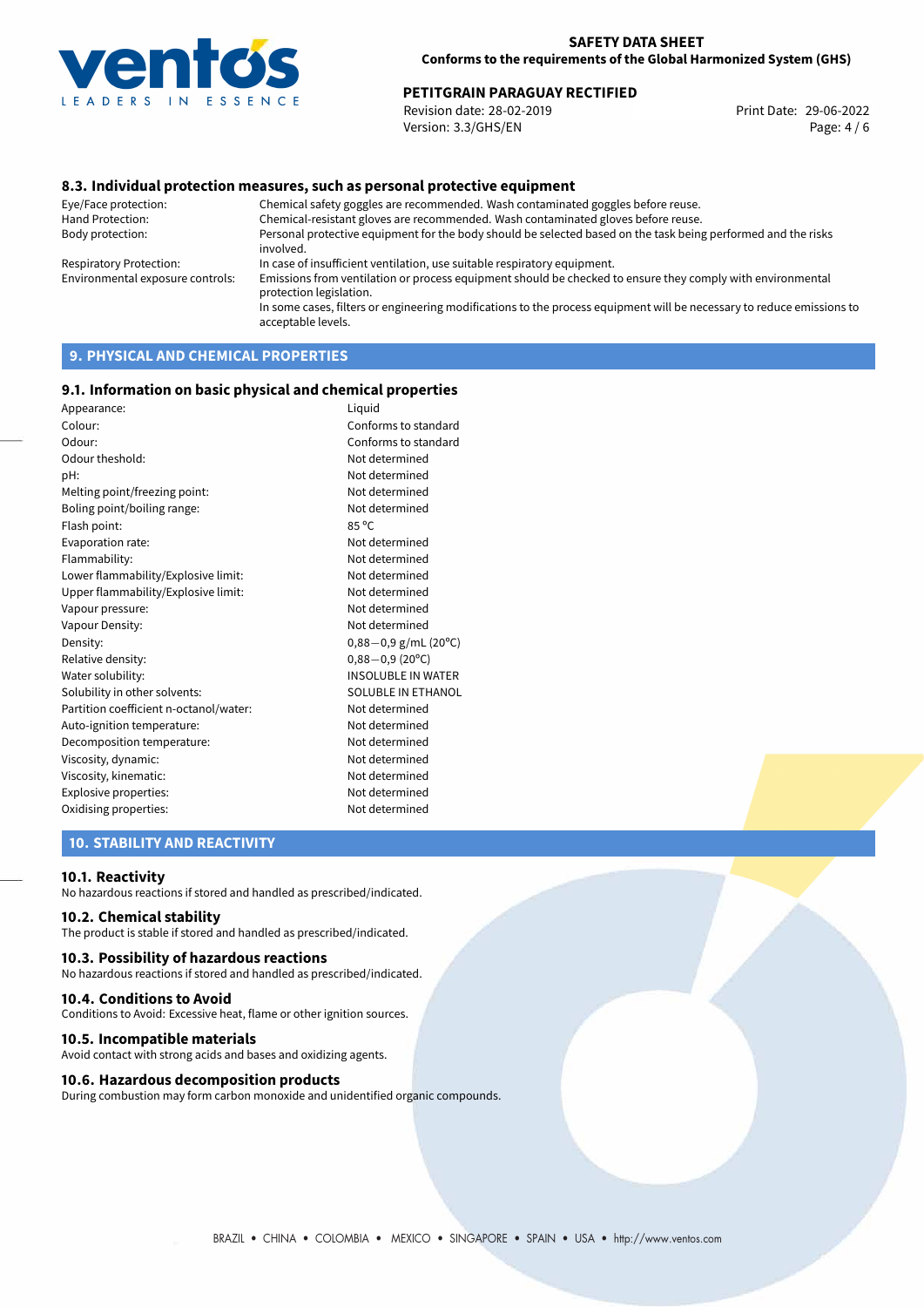### 8.3. Individual protection measures, such as personal protective equipment

| | |
|---|---|
| Eye/Face protection: | Chemical safety goggles are recommended. Wash contaminated goggles before reuse. |
| Hand Protection: | Chemical-resistant gloves are recommended. Wash contaminated gloves before reuse. |
| Body protection: | Personal protective equipment for the body should be selected based on the task being performed and the risks involved. |
| Respiratory Protection: | In case of insufficient ventilation, use suitable respiratory equipment. |
| Environmental exposure controls: | Emissions from ventilation or process equipment should be checked to ensure they comply with environmental protection legislation. In some cases, filters or engineering modifications to the process equipment will be necessary to reduce emissions to acceptable levels. |

## 9. PHYSICAL AND CHEMICAL PROPERTIES

### 9.1. Information on basic physical and chemical properties

| | |
|---|---|
| Appearance: | Liquid |
| Colour: | Conforms to standard |
| Odour: | Conforms to standard |
| Odour theshold: | Not determined |
| pH: | Not determined |
| Melting point/freezing point: | Not determined |
| Boling point/boiling range: | Not determined |
| Flash point: | 85 °C |
| Evaporation rate: | Not determined |
| Flammability: | Not determined |
| Lower flammability/Explosive limit: | Not determined |
| Upper flammability/Explosive limit: | Not determined |
| Vapour pressure: | Not determined |
| Vapour Density: | Not determined |
| Density: | 0,88−0,9 g/mL (20°C) |
| Relative density: | 0,88−0,9 (20°C) |
| Water solubility: | INSOLUBLE IN WATER |
| Solubility in other solvents: | SOLUBLE IN ETHANOL |
| Partition coefficient n-octanol/water: | Not determined |
| Auto-ignition temperature: | Not determined |
| Decomposition temperature: | Not determined |
| Viscosity, dynamic: | Not determined |
| Viscosity, kinematic: | Not determined |
| Explosive properties: | Not determined |
| Oxidising properties: | Not determined |

## 10. STABILITY AND REACTIVITY

### 10.1. Reactivity

No hazardous reactions if stored and handled as prescribed/indicated.

### 10.2. Chemical stability

The product is stable if stored and handled as prescribed/indicated.

### 10.3. Possibility of hazardous reactions

No hazardous reactions if stored and handled as prescribed/indicated.

### 10.4. Conditions to Avoid

Conditions to Avoid: Excessive heat, flame or other ignition sources.

### 10.5. Incompatible materials

Avoid contact with strong acids and bases and oxidizing agents.

### 10.6. Hazardous decomposition products

During combustion may form carbon monoxide and unidentified organic compounds.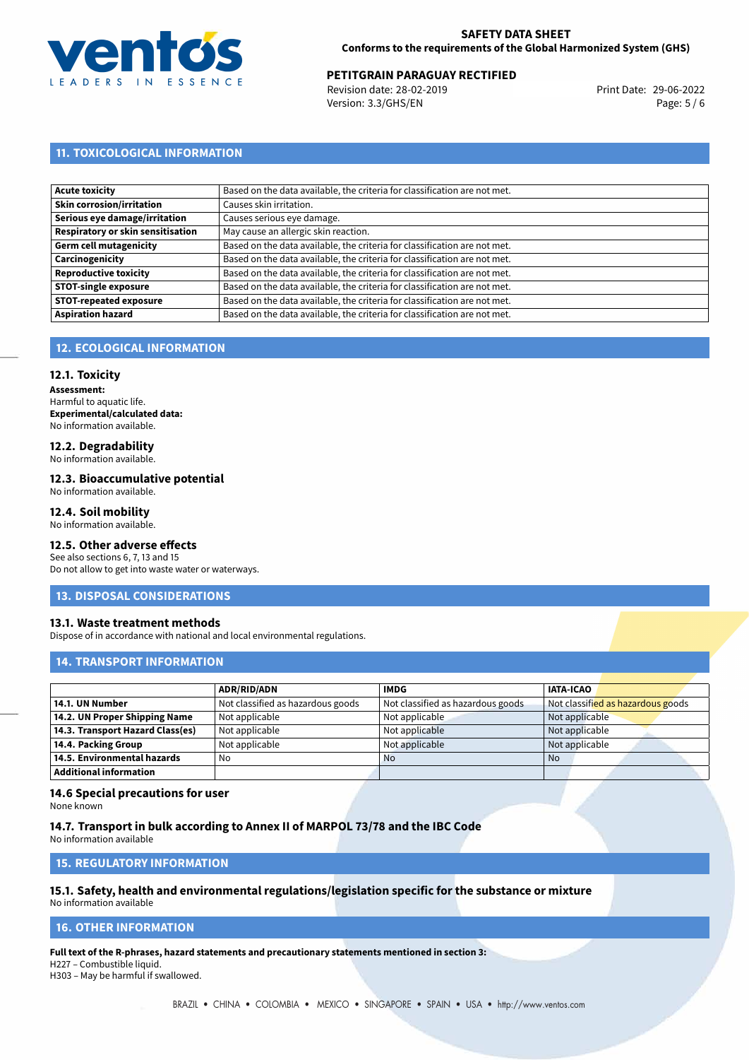## 11. TOXICOLOGICAL INFORMATION

| | |
|---|---|
| **Acute toxicity** | Based on the data available, the criteria for classification are not met. |
| **Skin corrosion/irritation** | Causes skin irritation. |
| **Serious eye damage/irritation** | Causes serious eye damage. |
| **Respiratory or skin sensitisation** | May cause an allergic skin reaction. |
| **Germ cell mutagenicity** | Based on the data available, the criteria for classification are not met. |
| **Carcinogenicity** | Based on the data available, the criteria for classification are not met. |
| **Reproductive toxicity** | Based on the data available, the criteria for classification are not met. |
| **STOT-single exposure** | Based on the data available, the criteria for classification are not met. |
| **STOT-repeated exposure** | Based on the data available, the criteria for classification are not met. |
| **Aspiration hazard** | Based on the data available, the criteria for classification are not met. |

## 12. ECOLOGICAL INFORMATION

### 12.1. Toxicity

**Assessment:**
Harmful to aquatic life.
**Experimental/calculated data:**
No information available.

### 12.2. Degradability

No information available.

### 12.3. Bioaccumulative potential

No information available.

### 12.4. Soil mobility

No information available.

### 12.5. Other adverse effects

See also sections 6, 7, 13 and 15
Do not allow to get into waste water or waterways.

## 13. DISPOSAL CONSIDERATIONS

### 13.1. Waste treatment methods

Dispose of in accordance with national and local environmental regulations.

## 14. TRANSPORT INFORMATION

| | ADR/RID/ADN | IMDG | IATA-ICAO |
|---|---|---|---|
| **14.1. UN Number** | Not classified as hazardous goods | Not classified as hazardous goods | Not classified as hazardous goods |
| **14.2. UN Proper Shipping Name** | Not applicable | Not applicable | Not applicable |
| **14.3. Transport Hazard Class(es)** | Not applicable | Not applicable | Not applicable |
| **14.4. Packing Group** | Not applicable | Not applicable | Not applicable |
| **14.5. Environmental hazards** | No | No | No |
| **Additional information** | | | |

### 14.6 Special precautions for user

None known

### 14.7. Transport in bulk according to Annex II of MARPOL 73/78 and the IBC Code

No information available

## 15. REGULATORY INFORMATION

### 15.1. Safety, health and environmental regulations/legislation specific for the substance or mixture

No information available

## 16. OTHER INFORMATION

**Full text of the R-phrases, hazard statements and precautionary statements mentioned in section 3:**
H227 – Combustible liquid.
H303 – May be harmful if swallowed.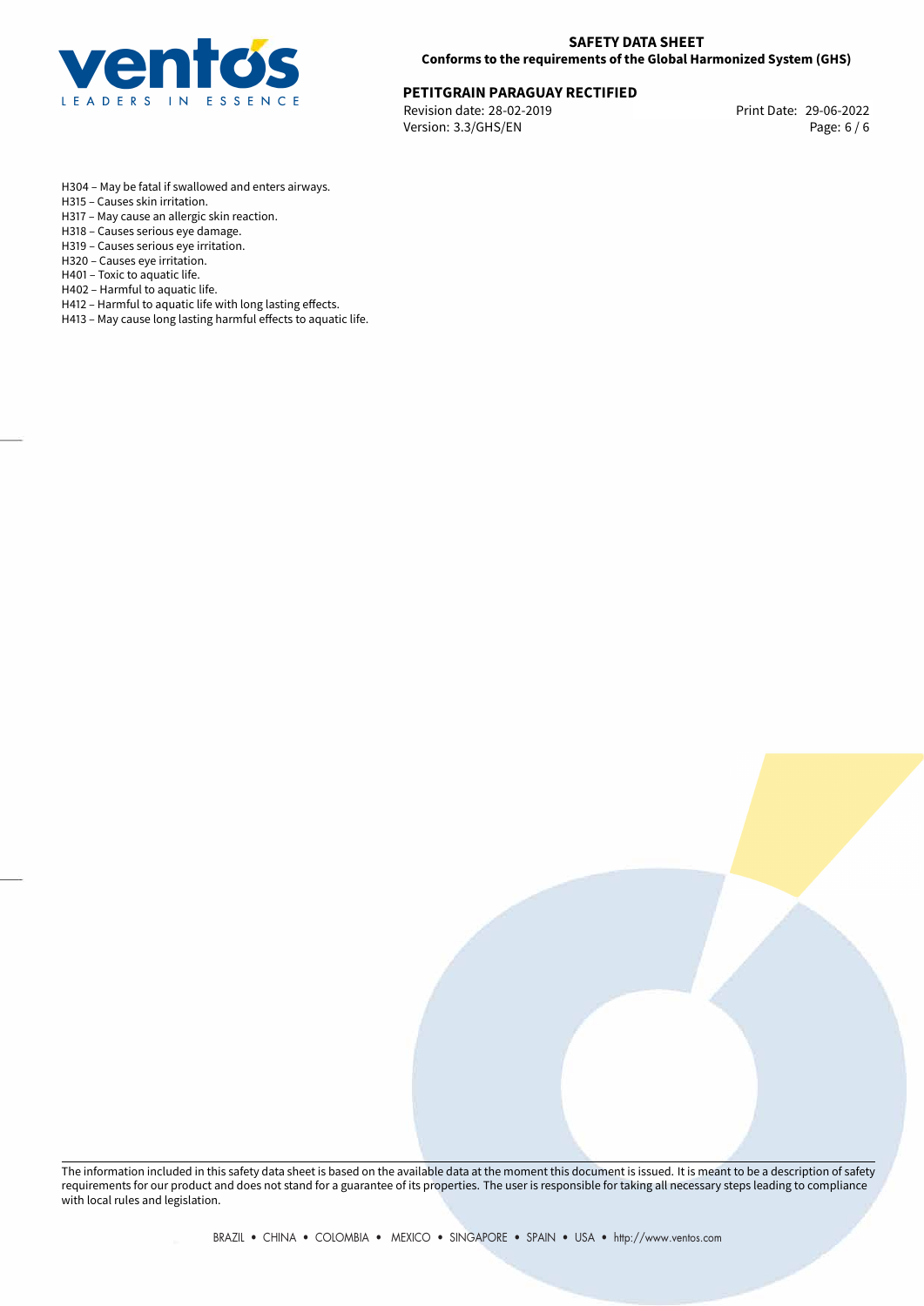H304 – May be fatal if swallowed and enters airways.
H315 – Causes skin irritation.
H317 – May cause an allergic skin reaction.
H318 – Causes serious eye damage.
H319 – Causes serious eye irritation.
H320 – Causes eye irritation.
H401 – Toxic to aquatic life.
H402 – Harmful to aquatic life.
H412 – Harmful to aquatic life with long lasting effects.
H413 – May cause long lasting harmful effects to aquatic life.

The information included in this safety data sheet is based on the available data at the moment this document is issued. It is meant to be a description of safety requirements for our product and does not stand for a guarantee of its properties. The user is responsible for taking all necessary steps leading to compliance with local rules and legislation.